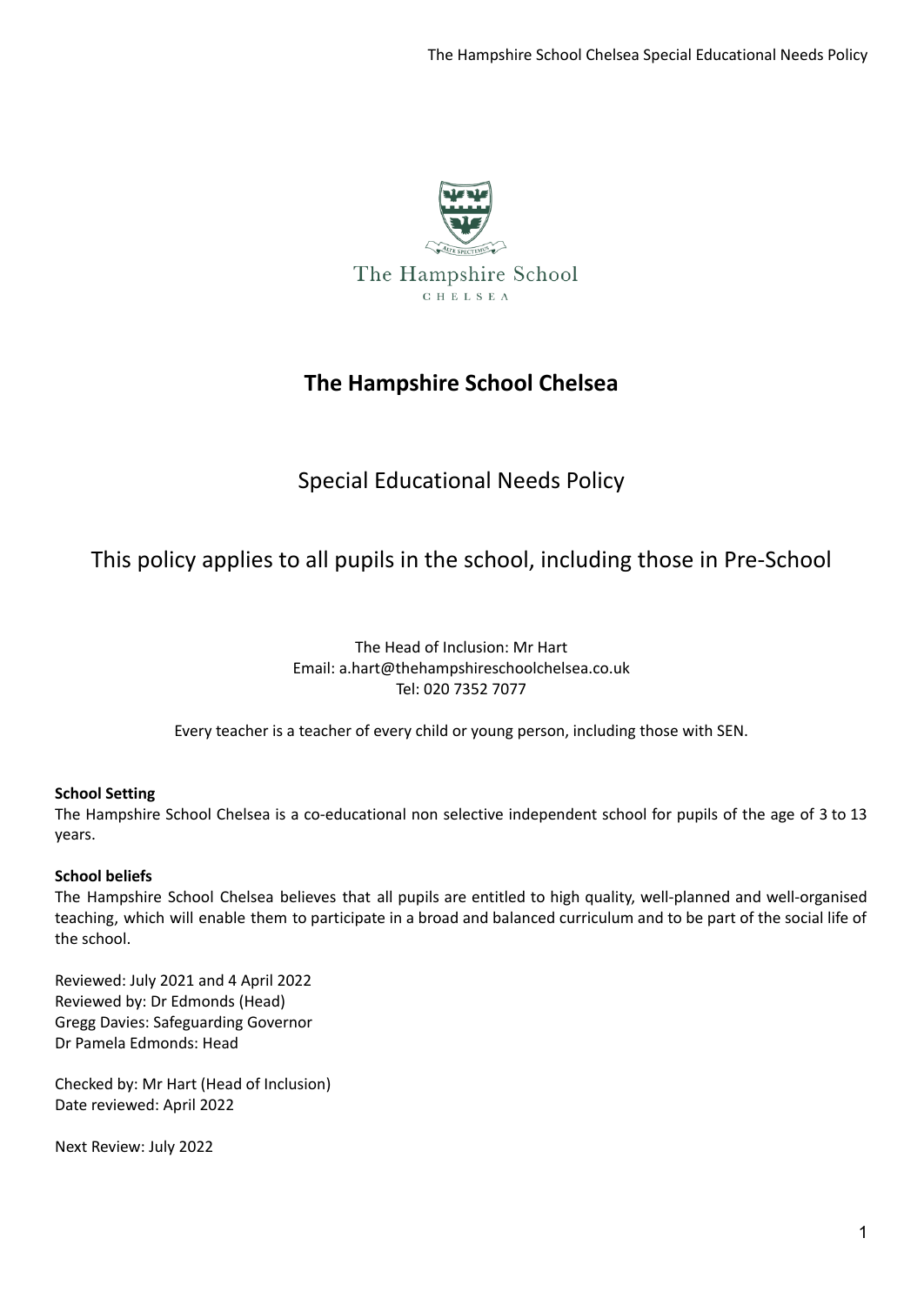# The Hampshire School Chelsea

## Special Educational Needs Policy

## This policy applies to all pupils in the school, including those in Pre-School

The Head of Inclusion: Mr Hart
Email: a.hart@thehampshireschoolchelsea.co.uk
Tel: 020 7352 7077

Every teacher is a teacher of every child or young person, including those with SEN.

**School Setting**
The Hampshire School Chelsea is a co-educational non selective independent school for pupils of the age of 3 to 13 years.

**School beliefs**
The Hampshire School Chelsea believes that all pupils are entitled to high quality, well-planned and well-organised teaching, which will enable them to participate in a broad and balanced curriculum and to be part of the social life of the school.

Reviewed: July 2021 and 4 April 2022
Reviewed by: Dr Edmonds (Head)
Gregg Davies: Safeguarding Governor
Dr Pamela Edmonds: Head

Checked by: Mr Hart (Head of Inclusion)
Date reviewed: April 2022

Next Review: July 2022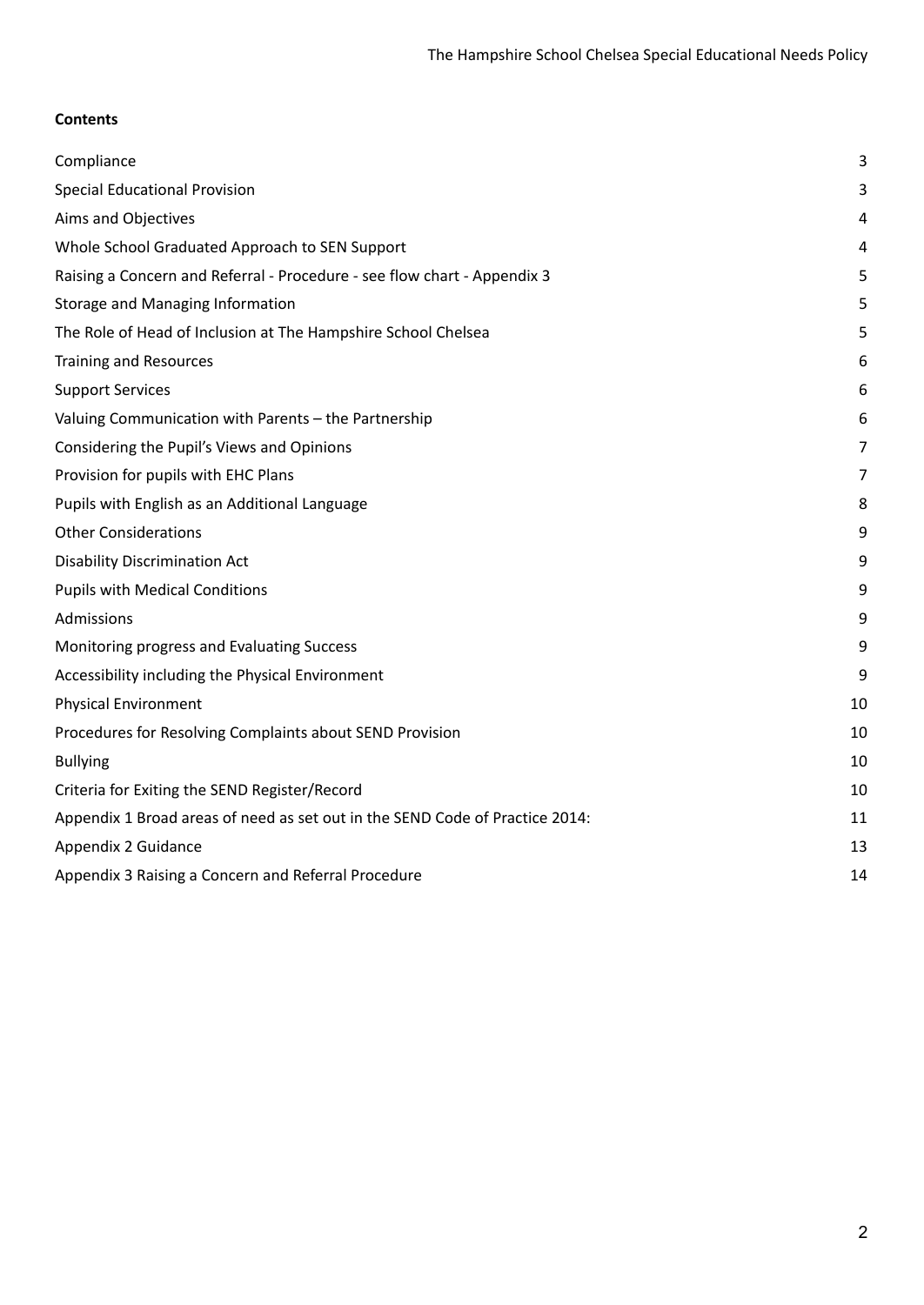**Contents**

| | |
|---|---|
| Compliance | 3 |
| Special Educational Provision | 3 |
| Aims and Objectives | 4 |
| Whole School Graduated Approach to SEN Support | 4 |
| Raising a Concern and Referral - Procedure - see flow chart - Appendix 3 | 5 |
| Storage and Managing Information | 5 |
| The Role of Head of Inclusion at The Hampshire School Chelsea | 5 |
| Training and Resources | 6 |
| Support Services | 6 |
| Valuing Communication with Parents – the Partnership | 6 |
| Considering the Pupil's Views and Opinions | 7 |
| Provision for pupils with EHC Plans | 7 |
| Pupils with English as an Additional Language | 8 |
| Other Considerations | 9 |
| Disability Discrimination Act | 9 |
| Pupils with Medical Conditions | 9 |
| Admissions | 9 |
| Monitoring progress and Evaluating Success | 9 |
| Accessibility including the Physical Environment | 9 |
| Physical Environment | 10 |
| Procedures for Resolving Complaints about SEND Provision | 10 |
| Bullying | 10 |
| Criteria for Exiting the SEND Register/Record | 10 |
| Appendix 1 Broad areas of need as set out in the SEND Code of Practice 2014: | 11 |
| Appendix 2 Guidance | 13 |
| Appendix 3 Raising a Concern and Referral Procedure | 14 |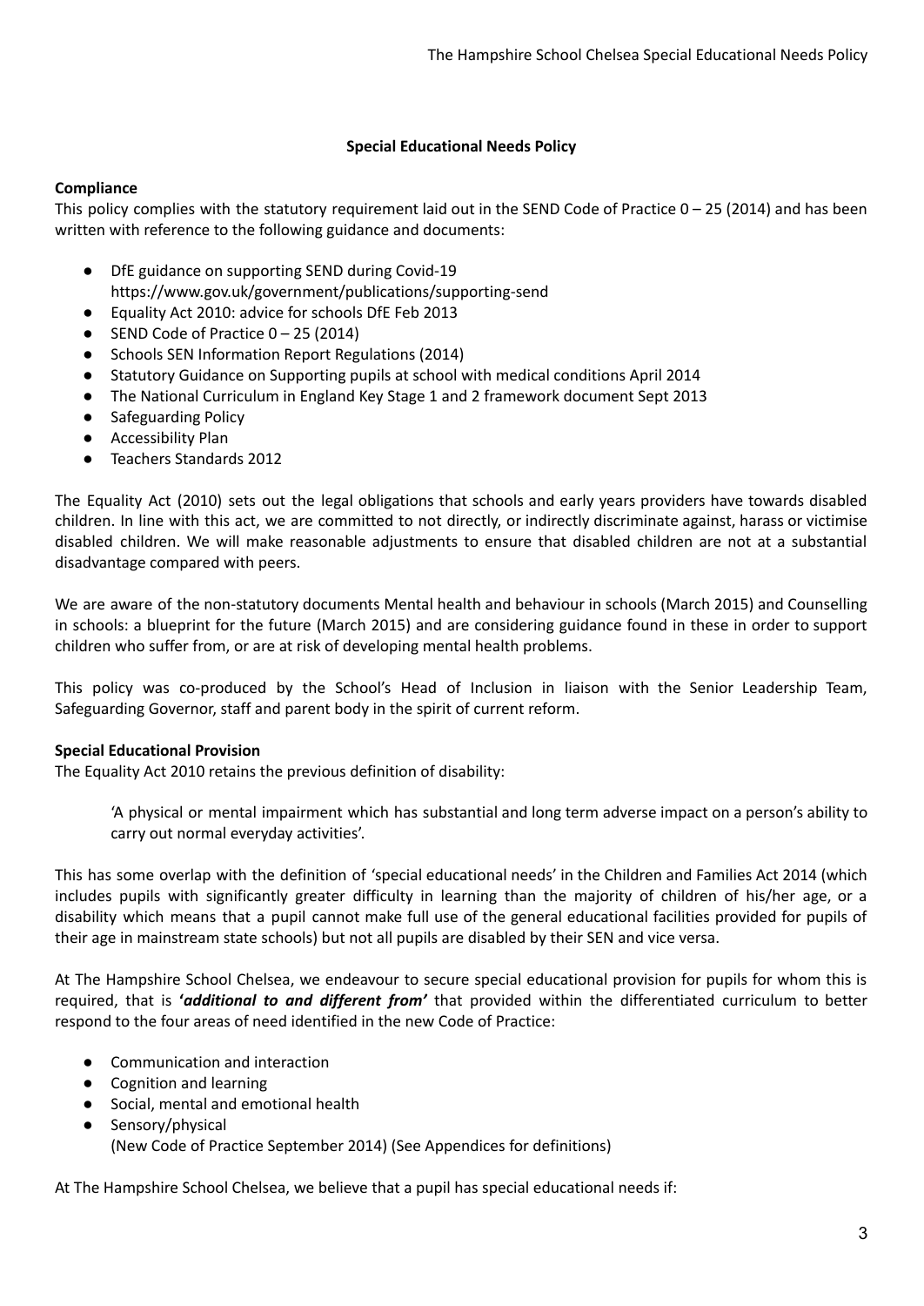# Special Educational Needs Policy

**Compliance**

This policy complies with the statutory requirement laid out in the SEND Code of Practice 0 – 25 (2014) and has been written with reference to the following guidance and documents:

- DfE guidance on supporting SEND during Covid-19 https://www.gov.uk/government/publications/supporting-send
- Equality Act 2010: advice for schools DfE Feb 2013
- SEND Code of Practice 0 – 25 (2014)
- Schools SEN Information Report Regulations (2014)
- Statutory Guidance on Supporting pupils at school with medical conditions April 2014
- The National Curriculum in England Key Stage 1 and 2 framework document Sept 2013
- Safeguarding Policy
- Accessibility Plan
- Teachers Standards 2012

The Equality Act (2010) sets out the legal obligations that schools and early years providers have towards disabled children. In line with this act, we are committed to not directly, or indirectly discriminate against, harass or victimise disabled children. We will make reasonable adjustments to ensure that disabled children are not at a substantial disadvantage compared with peers.

We are aware of the non-statutory documents Mental health and behaviour in schools (March 2015) and Counselling in schools: a blueprint for the future (March 2015) and are considering guidance found in these in order to support children who suffer from, or are at risk of developing mental health problems.

This policy was co-produced by the School's Head of Inclusion in liaison with the Senior Leadership Team, Safeguarding Governor, staff and parent body in the spirit of current reform.

**Special Educational Provision**

The Equality Act 2010 retains the previous definition of disability:

> 'A physical or mental impairment which has substantial and long term adverse impact on a person's ability to carry out normal everyday activities'.

This has some overlap with the definition of 'special educational needs' in the Children and Families Act 2014 (which includes pupils with significantly greater difficulty in learning than the majority of children of his/her age, or a disability which means that a pupil cannot make full use of the general educational facilities provided for pupils of their age in mainstream state schools) but not all pupils are disabled by their SEN and vice versa.

At The Hampshire School Chelsea, we endeavour to secure special educational provision for pupils for whom this is required, that is **'*additional to and different from*'** that provided within the differentiated curriculum to better respond to the four areas of need identified in the new Code of Practice:

- Communication and interaction
- Cognition and learning
- Social, mental and emotional health
- Sensory/physical
  (New Code of Practice September 2014) (See Appendices for definitions)

At The Hampshire School Chelsea, we believe that a pupil has special educational needs if: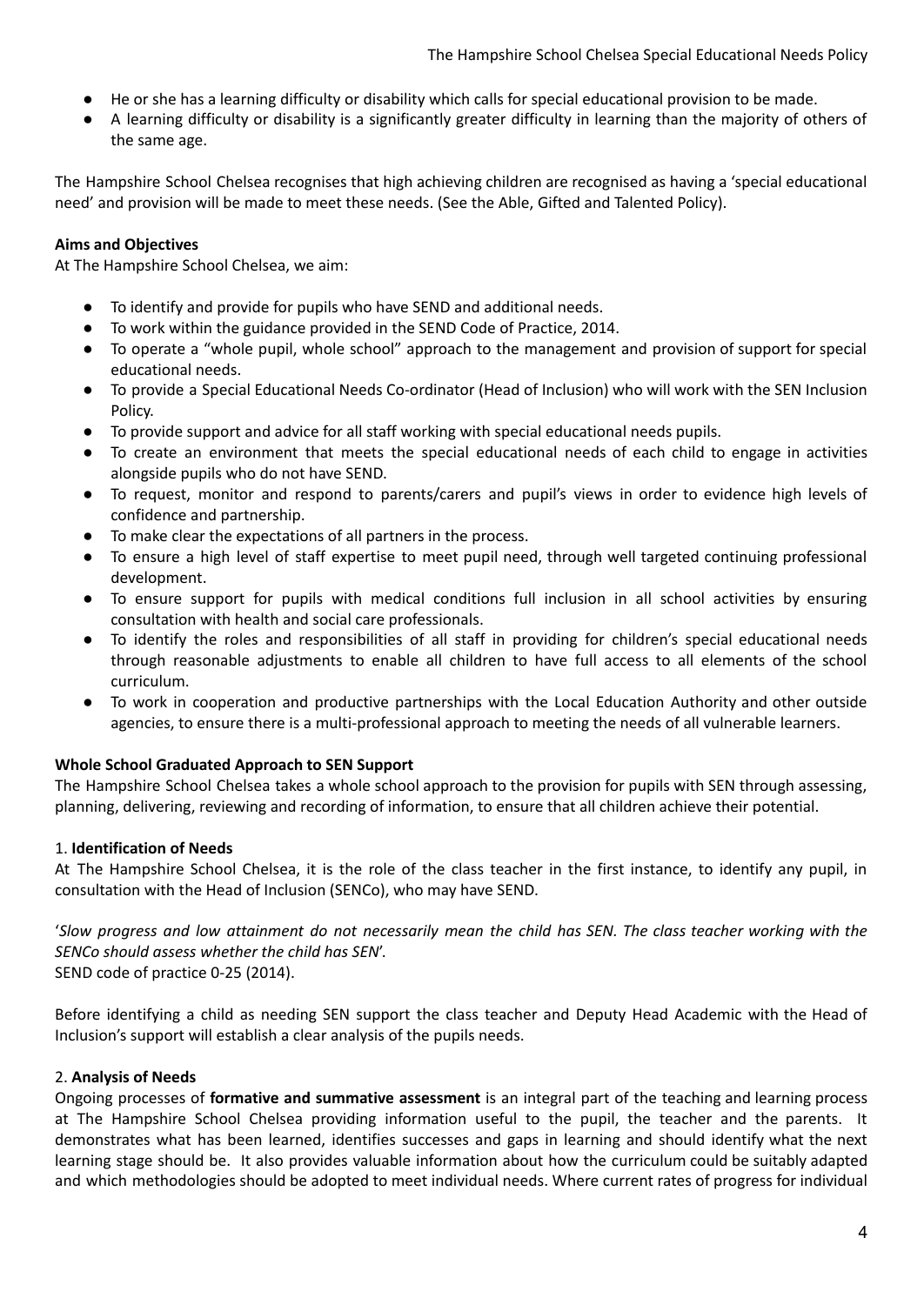- He or she has a learning difficulty or disability which calls for special educational provision to be made.
- A learning difficulty or disability is a significantly greater difficulty in learning than the majority of others of the same age.

The Hampshire School Chelsea recognises that high achieving children are recognised as having a 'special educational need' and provision will be made to meet these needs. (See the Able, Gifted and Talented Policy).

**Aims and Objectives**

At The Hampshire School Chelsea, we aim:

- To identify and provide for pupils who have SEND and additional needs.
- To work within the guidance provided in the SEND Code of Practice, 2014.
- To operate a "whole pupil, whole school" approach to the management and provision of support for special educational needs.
- To provide a Special Educational Needs Co-ordinator (Head of Inclusion) who will work with the SEN Inclusion Policy.
- To provide support and advice for all staff working with special educational needs pupils.
- To create an environment that meets the special educational needs of each child to engage in activities alongside pupils who do not have SEND.
- To request, monitor and respond to parents/carers and pupil's views in order to evidence high levels of confidence and partnership.
- To make clear the expectations of all partners in the process.
- To ensure a high level of staff expertise to meet pupil need, through well targeted continuing professional development.
- To ensure support for pupils with medical conditions full inclusion in all school activities by ensuring consultation with health and social care professionals.
- To identify the roles and responsibilities of all staff in providing for children's special educational needs through reasonable adjustments to enable all children to have full access to all elements of the school curriculum.
- To work in cooperation and productive partnerships with the Local Education Authority and other outside agencies, to ensure there is a multi-professional approach to meeting the needs of all vulnerable learners.

**Whole School Graduated Approach to SEN Support**

The Hampshire School Chelsea takes a whole school approach to the provision for pupils with SEN through assessing, planning, delivering, reviewing and recording of information, to ensure that all children achieve their potential.

1. **Identification of Needs**

At The Hampshire School Chelsea, it is the role of the class teacher in the first instance, to identify any pupil, in consultation with the Head of Inclusion (SENCo), who may have SEND.

'*Slow progress and low attainment do not necessarily mean the child has SEN. The class teacher working with the SENCo should assess whether the child has SEN*'.
SEND code of practice 0-25 (2014).

Before identifying a child as needing SEN support the class teacher and Deputy Head Academic with the Head of Inclusion's support will establish a clear analysis of the pupils needs.

2. **Analysis of Needs**

Ongoing processes of **formative and summative assessment** is an integral part of the teaching and learning process at The Hampshire School Chelsea providing information useful to the pupil, the teacher and the parents. It demonstrates what has been learned, identifies successes and gaps in learning and should identify what the next learning stage should be. It also provides valuable information about how the curriculum could be suitably adapted and which methodologies should be adopted to meet individual needs. Where current rates of progress for individual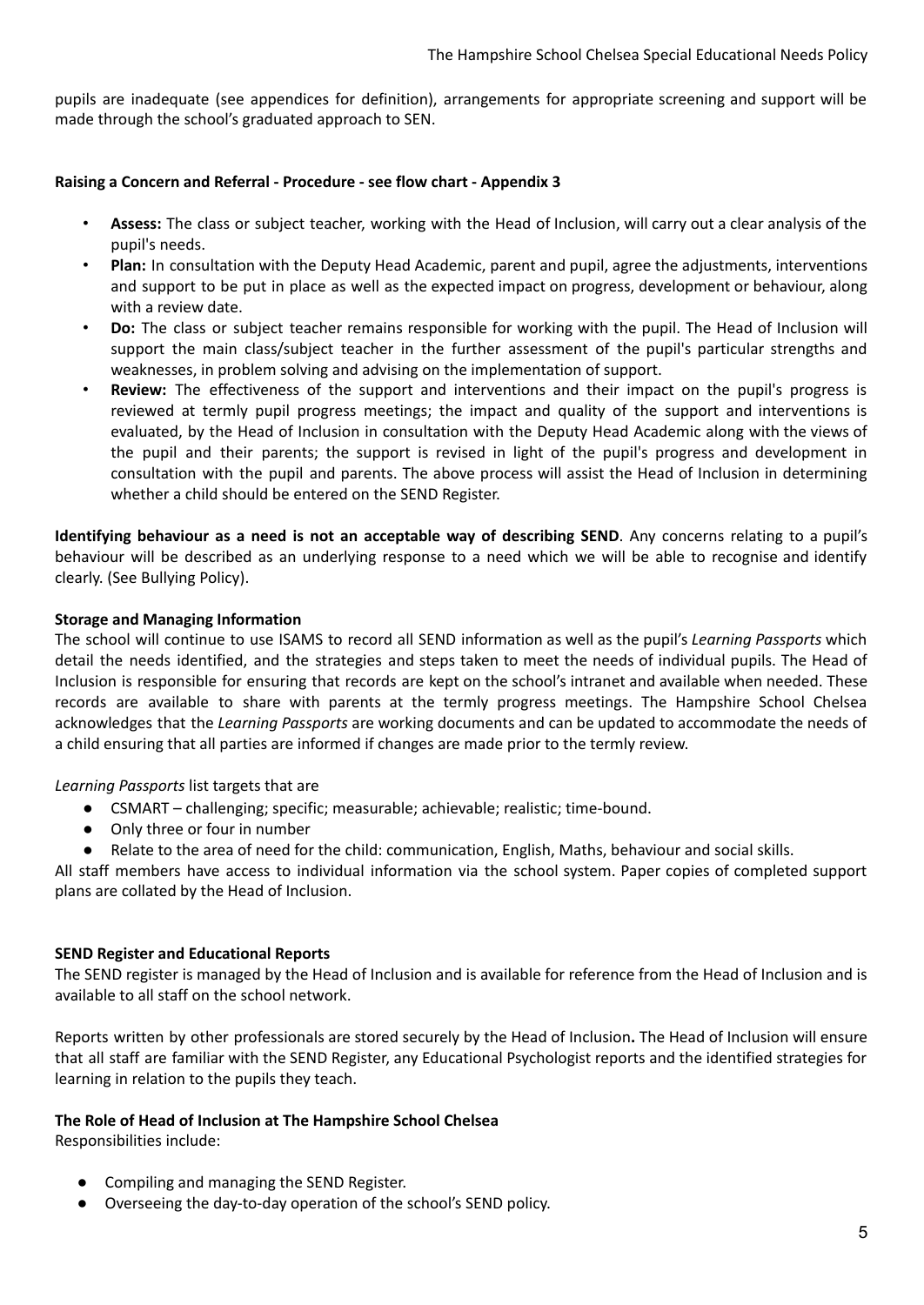pupils are inadequate (see appendices for definition), arrangements for appropriate screening and support will be made through the school's graduated approach to SEN.

**Raising a Concern and Referral - Procedure - see flow chart - Appendix 3**

- **Assess:** The class or subject teacher, working with the Head of Inclusion, will carry out a clear analysis of the pupil's needs.
- **Plan:** In consultation with the Deputy Head Academic, parent and pupil, agree the adjustments, interventions and support to be put in place as well as the expected impact on progress, development or behaviour, along with a review date.
- **Do:** The class or subject teacher remains responsible for working with the pupil. The Head of Inclusion will support the main class/subject teacher in the further assessment of the pupil's particular strengths and weaknesses, in problem solving and advising on the implementation of support.
- **Review:** The effectiveness of the support and interventions and their impact on the pupil's progress is reviewed at termly pupil progress meetings; the impact and quality of the support and interventions is evaluated, by the Head of Inclusion in consultation with the Deputy Head Academic along with the views of the pupil and their parents; the support is revised in light of the pupil's progress and development in consultation with the pupil and parents. The above process will assist the Head of Inclusion in determining whether a child should be entered on the SEND Register.

**Identifying behaviour as a need is not an acceptable way of describing SEND**. Any concerns relating to a pupil's behaviour will be described as an underlying response to a need which we will be able to recognise and identify clearly. (See Bullying Policy).

**Storage and Managing Information**

The school will continue to use ISAMS to record all SEND information as well as the pupil's *Learning Passports* which detail the needs identified, and the strategies and steps taken to meet the needs of individual pupils. The Head of Inclusion is responsible for ensuring that records are kept on the school's intranet and available when needed. These records are available to share with parents at the termly progress meetings. The Hampshire School Chelsea acknowledges that the *Learning Passports* are working documents and can be updated to accommodate the needs of a child ensuring that all parties are informed if changes are made prior to the termly review.

*Learning Passports* list targets that are

- CSMART – challenging; specific; measurable; achievable; realistic; time-bound.
- Only three or four in number
- Relate to the area of need for the child: communication, English, Maths, behaviour and social skills.

All staff members have access to individual information via the school system. Paper copies of completed support plans are collated by the Head of Inclusion.

**SEND Register and Educational Reports**

The SEND register is managed by the Head of Inclusion and is available for reference from the Head of Inclusion and is available to all staff on the school network.

Reports written by other professionals are stored securely by the Head of Inclusion**.** The Head of Inclusion will ensure that all staff are familiar with the SEND Register, any Educational Psychologist reports and the identified strategies for learning in relation to the pupils they teach.

**The Role of Head of Inclusion at The Hampshire School Chelsea**

Responsibilities include:

- Compiling and managing the SEND Register.
- Overseeing the day-to-day operation of the school's SEND policy.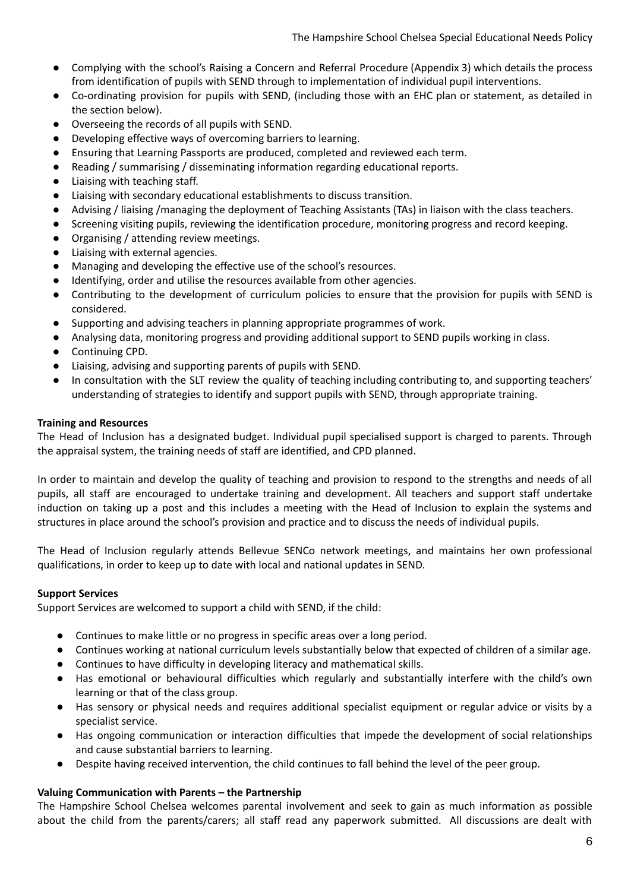- Complying with the school's Raising a Concern and Referral Procedure (Appendix 3) which details the process from identification of pupils with SEND through to implementation of individual pupil interventions.
- Co-ordinating provision for pupils with SEND, (including those with an EHC plan or statement, as detailed in the section below).
- Overseeing the records of all pupils with SEND.
- Developing effective ways of overcoming barriers to learning.
- Ensuring that Learning Passports are produced, completed and reviewed each term.
- Reading / summarising / disseminating information regarding educational reports.
- Liaising with teaching staff.
- Liaising with secondary educational establishments to discuss transition.
- Advising / liaising /managing the deployment of Teaching Assistants (TAs) in liaison with the class teachers.
- Screening visiting pupils, reviewing the identification procedure, monitoring progress and record keeping.
- Organising / attending review meetings.
- Liaising with external agencies.
- Managing and developing the effective use of the school's resources.
- Identifying, order and utilise the resources available from other agencies.
- Contributing to the development of curriculum policies to ensure that the provision for pupils with SEND is considered.
- Supporting and advising teachers in planning appropriate programmes of work.
- Analysing data, monitoring progress and providing additional support to SEND pupils working in class.
- Continuing CPD.
- Liaising, advising and supporting parents of pupils with SEND.
- In consultation with the SLT review the quality of teaching including contributing to, and supporting teachers' understanding of strategies to identify and support pupils with SEND, through appropriate training.

**Training and Resources**

The Head of Inclusion has a designated budget. Individual pupil specialised support is charged to parents. Through the appraisal system, the training needs of staff are identified, and CPD planned.

In order to maintain and develop the quality of teaching and provision to respond to the strengths and needs of all pupils, all staff are encouraged to undertake training and development. All teachers and support staff undertake induction on taking up a post and this includes a meeting with the Head of Inclusion to explain the systems and structures in place around the school's provision and practice and to discuss the needs of individual pupils.

The Head of Inclusion regularly attends Bellevue SENCo network meetings, and maintains her own professional qualifications, in order to keep up to date with local and national updates in SEND.

**Support Services**

Support Services are welcomed to support a child with SEND, if the child:

- Continues to make little or no progress in specific areas over a long period.
- Continues working at national curriculum levels substantially below that expected of children of a similar age.
- Continues to have difficulty in developing literacy and mathematical skills.
- Has emotional or behavioural difficulties which regularly and substantially interfere with the child's own learning or that of the class group.
- Has sensory or physical needs and requires additional specialist equipment or regular advice or visits by a specialist service.
- Has ongoing communication or interaction difficulties that impede the development of social relationships and cause substantial barriers to learning.
- Despite having received intervention, the child continues to fall behind the level of the peer group.

**Valuing Communication with Parents – the Partnership**

The Hampshire School Chelsea welcomes parental involvement and seek to gain as much information as possible about the child from the parents/carers; all staff read any paperwork submitted. All discussions are dealt with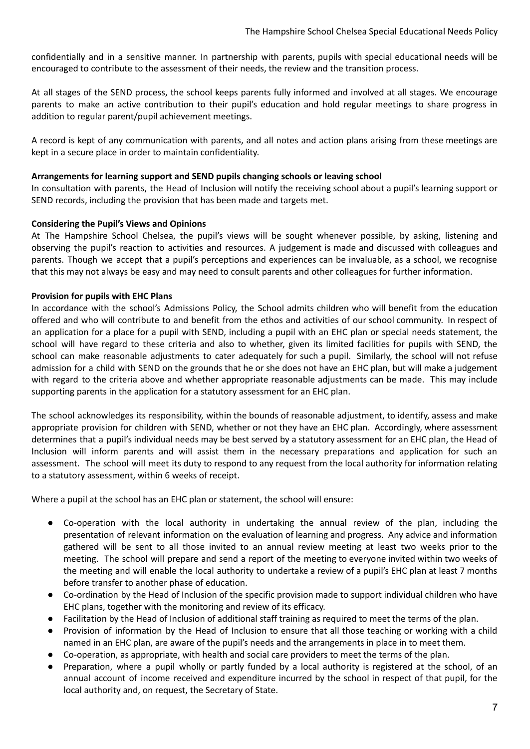confidentially and in a sensitive manner. In partnership with parents, pupils with special educational needs will be encouraged to contribute to the assessment of their needs, the review and the transition process.

At all stages of the SEND process, the school keeps parents fully informed and involved at all stages. We encourage parents to make an active contribution to their pupil's education and hold regular meetings to share progress in addition to regular parent/pupil achievement meetings.

A record is kept of any communication with parents, and all notes and action plans arising from these meetings are kept in a secure place in order to maintain confidentiality.

**Arrangements for learning support and SEND pupils changing schools or leaving school**

In consultation with parents, the Head of Inclusion will notify the receiving school about a pupil's learning support or SEND records, including the provision that has been made and targets met.

**Considering the Pupil's Views and Opinions**

At The Hampshire School Chelsea, the pupil's views will be sought whenever possible, by asking, listening and observing the pupil's reaction to activities and resources. A judgement is made and discussed with colleagues and parents. Though we accept that a pupil's perceptions and experiences can be invaluable, as a school, we recognise that this may not always be easy and may need to consult parents and other colleagues for further information.

**Provision for pupils with EHC Plans**

In accordance with the school's Admissions Policy, the School admits children who will benefit from the education offered and who will contribute to and benefit from the ethos and activities of our school community. In respect of an application for a place for a pupil with SEND, including a pupil with an EHC plan or special needs statement, the school will have regard to these criteria and also to whether, given its limited facilities for pupils with SEND, the school can make reasonable adjustments to cater adequately for such a pupil. Similarly, the school will not refuse admission for a child with SEND on the grounds that he or she does not have an EHC plan, but will make a judgement with regard to the criteria above and whether appropriate reasonable adjustments can be made. This may include supporting parents in the application for a statutory assessment for an EHC plan.

The school acknowledges its responsibility, within the bounds of reasonable adjustment, to identify, assess and make appropriate provision for children with SEND, whether or not they have an EHC plan. Accordingly, where assessment determines that a pupil's individual needs may be best served by a statutory assessment for an EHC plan, the Head of Inclusion will inform parents and will assist them in the necessary preparations and application for such an assessment. The school will meet its duty to respond to any request from the local authority for information relating to a statutory assessment, within 6 weeks of receipt.

Where a pupil at the school has an EHC plan or statement, the school will ensure:

- Co-operation with the local authority in undertaking the annual review of the plan, including the presentation of relevant information on the evaluation of learning and progress. Any advice and information gathered will be sent to all those invited to an annual review meeting at least two weeks prior to the meeting. The school will prepare and send a report of the meeting to everyone invited within two weeks of the meeting and will enable the local authority to undertake a review of a pupil's EHC plan at least 7 months before transfer to another phase of education.
- Co-ordination by the Head of Inclusion of the specific provision made to support individual children who have EHC plans, together with the monitoring and review of its efficacy.
- Facilitation by the Head of Inclusion of additional staff training as required to meet the terms of the plan.
- Provision of information by the Head of Inclusion to ensure that all those teaching or working with a child named in an EHC plan, are aware of the pupil's needs and the arrangements in place in to meet them.
- Co-operation, as appropriate, with health and social care providers to meet the terms of the plan.
- Preparation, where a pupil wholly or partly funded by a local authority is registered at the school, of an annual account of income received and expenditure incurred by the school in respect of that pupil, for the local authority and, on request, the Secretary of State.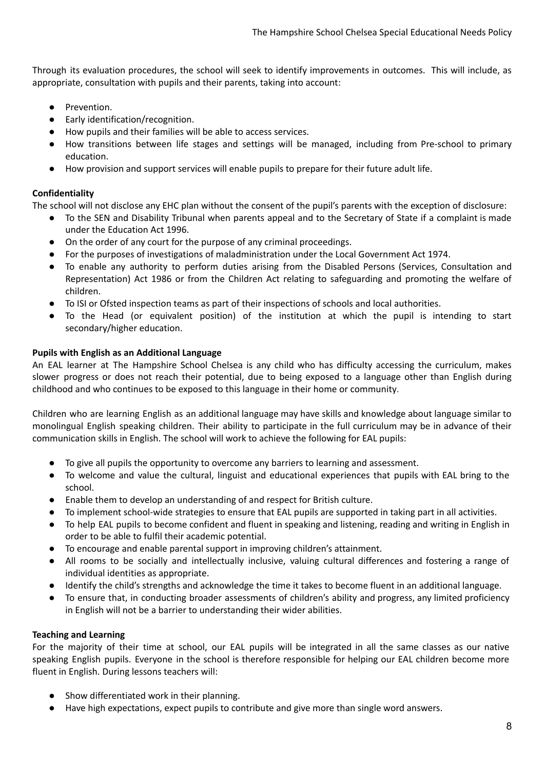Through its evaluation procedures, the school will seek to identify improvements in outcomes. This will include, as appropriate, consultation with pupils and their parents, taking into account:

- Prevention.
- Early identification/recognition.
- How pupils and their families will be able to access services.
- How transitions between life stages and settings will be managed, including from Pre-school to primary education.
- How provision and support services will enable pupils to prepare for their future adult life.

**Confidentiality**

The school will not disclose any EHC plan without the consent of the pupil's parents with the exception of disclosure:

- To the SEN and Disability Tribunal when parents appeal and to the Secretary of State if a complaint is made under the Education Act 1996.
- On the order of any court for the purpose of any criminal proceedings.
- For the purposes of investigations of maladministration under the Local Government Act 1974.
- To enable any authority to perform duties arising from the Disabled Persons (Services, Consultation and Representation) Act 1986 or from the Children Act relating to safeguarding and promoting the welfare of children.
- To ISI or Ofsted inspection teams as part of their inspections of schools and local authorities.
- To the Head (or equivalent position) of the institution at which the pupil is intending to start secondary/higher education.

**Pupils with English as an Additional Language**

An EAL learner at The Hampshire School Chelsea is any child who has difficulty accessing the curriculum, makes slower progress or does not reach their potential, due to being exposed to a language other than English during childhood and who continues to be exposed to this language in their home or community.

Children who are learning English as an additional language may have skills and knowledge about language similar to monolingual English speaking children. Their ability to participate in the full curriculum may be in advance of their communication skills in English. The school will work to achieve the following for EAL pupils:

- To give all pupils the opportunity to overcome any barriers to learning and assessment.
- To welcome and value the cultural, linguist and educational experiences that pupils with EAL bring to the school.
- Enable them to develop an understanding of and respect for British culture.
- To implement school-wide strategies to ensure that EAL pupils are supported in taking part in all activities.
- To help EAL pupils to become confident and fluent in speaking and listening, reading and writing in English in order to be able to fulfil their academic potential.
- To encourage and enable parental support in improving children's attainment.
- All rooms to be socially and intellectually inclusive, valuing cultural differences and fostering a range of individual identities as appropriate.
- Identify the child's strengths and acknowledge the time it takes to become fluent in an additional language.
- To ensure that, in conducting broader assessments of children's ability and progress, any limited proficiency in English will not be a barrier to understanding their wider abilities.

**Teaching and Learning**

For the majority of their time at school, our EAL pupils will be integrated in all the same classes as our native speaking English pupils. Everyone in the school is therefore responsible for helping our EAL children become more fluent in English. During lessons teachers will:

- Show differentiated work in their planning.
- Have high expectations, expect pupils to contribute and give more than single word answers.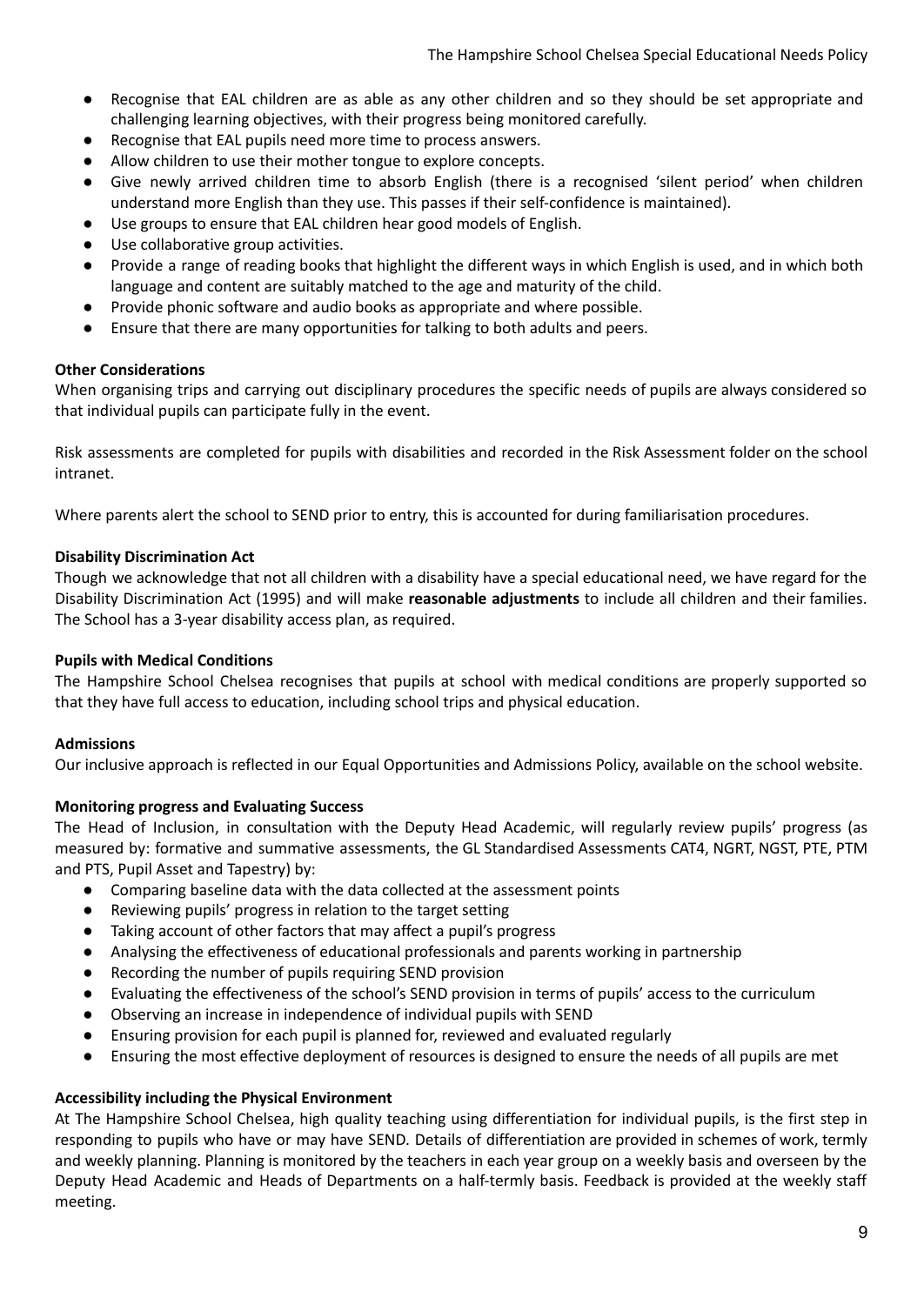- Recognise that EAL children are as able as any other children and so they should be set appropriate and challenging learning objectives, with their progress being monitored carefully.
- Recognise that EAL pupils need more time to process answers.
- Allow children to use their mother tongue to explore concepts.
- Give newly arrived children time to absorb English (there is a recognised 'silent period' when children understand more English than they use. This passes if their self-confidence is maintained).
- Use groups to ensure that EAL children hear good models of English.
- Use collaborative group activities.
- Provide a range of reading books that highlight the different ways in which English is used, and in which both language and content are suitably matched to the age and maturity of the child.
- Provide phonic software and audio books as appropriate and where possible.
- Ensure that there are many opportunities for talking to both adults and peers.

**Other Considerations**

When organising trips and carrying out disciplinary procedures the specific needs of pupils are always considered so that individual pupils can participate fully in the event.

Risk assessments are completed for pupils with disabilities and recorded in the Risk Assessment folder on the school intranet.

Where parents alert the school to SEND prior to entry, this is accounted for during familiarisation procedures.

**Disability Discrimination Act**

Though we acknowledge that not all children with a disability have a special educational need, we have regard for the Disability Discrimination Act (1995) and will make **reasonable adjustments** to include all children and their families. The School has a 3-year disability access plan, as required.

**Pupils with Medical Conditions**

The Hampshire School Chelsea recognises that pupils at school with medical conditions are properly supported so that they have full access to education, including school trips and physical education.

**Admissions**

Our inclusive approach is reflected in our Equal Opportunities and Admissions Policy, available on the school website.

**Monitoring progress and Evaluating Success**

The Head of Inclusion, in consultation with the Deputy Head Academic, will regularly review pupils' progress (as measured by: formative and summative assessments, the GL Standardised Assessments CAT4, NGRT, NGST, PTE, PTM and PTS, Pupil Asset and Tapestry) by:

- Comparing baseline data with the data collected at the assessment points
- Reviewing pupils' progress in relation to the target setting
- Taking account of other factors that may affect a pupil's progress
- Analysing the effectiveness of educational professionals and parents working in partnership
- Recording the number of pupils requiring SEND provision
- Evaluating the effectiveness of the school's SEND provision in terms of pupils' access to the curriculum
- Observing an increase in independence of individual pupils with SEND
- Ensuring provision for each pupil is planned for, reviewed and evaluated regularly
- Ensuring the most effective deployment of resources is designed to ensure the needs of all pupils are met

**Accessibility including the Physical Environment**

At The Hampshire School Chelsea, high quality teaching using differentiation for individual pupils, is the first step in responding to pupils who have or may have SEND. Details of differentiation are provided in schemes of work, termly and weekly planning. Planning is monitored by the teachers in each year group on a weekly basis and overseen by the Deputy Head Academic and Heads of Departments on a half-termly basis. Feedback is provided at the weekly staff meeting.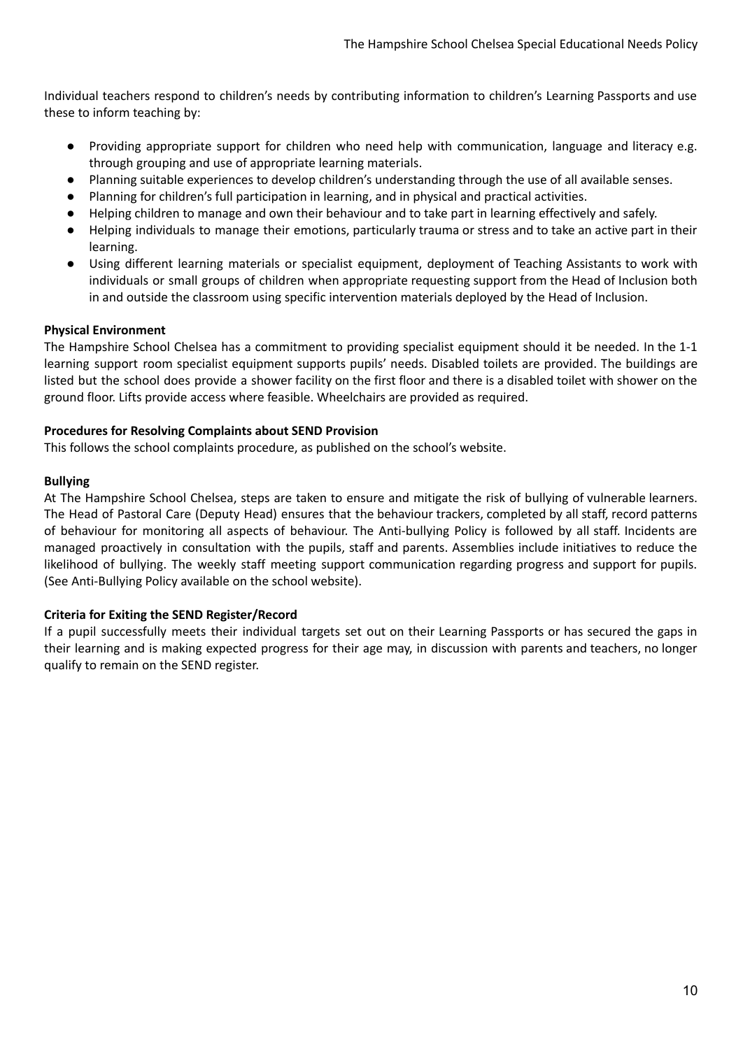Individual teachers respond to children's needs by contributing information to children's Learning Passports and use these to inform teaching by:

- Providing appropriate support for children who need help with communication, language and literacy e.g. through grouping and use of appropriate learning materials.
- Planning suitable experiences to develop children's understanding through the use of all available senses.
- Planning for children's full participation in learning, and in physical and practical activities.
- Helping children to manage and own their behaviour and to take part in learning effectively and safely.
- Helping individuals to manage their emotions, particularly trauma or stress and to take an active part in their learning.
- Using different learning materials or specialist equipment, deployment of Teaching Assistants to work with individuals or small groups of children when appropriate requesting support from the Head of Inclusion both in and outside the classroom using specific intervention materials deployed by the Head of Inclusion.

**Physical Environment**

The Hampshire School Chelsea has a commitment to providing specialist equipment should it be needed. In the 1-1 learning support room specialist equipment supports pupils' needs. Disabled toilets are provided. The buildings are listed but the school does provide a shower facility on the first floor and there is a disabled toilet with shower on the ground floor. Lifts provide access where feasible. Wheelchairs are provided as required.

**Procedures for Resolving Complaints about SEND Provision**

This follows the school complaints procedure, as published on the school's website.

**Bullying**

At The Hampshire School Chelsea, steps are taken to ensure and mitigate the risk of bullying of vulnerable learners. The Head of Pastoral Care (Deputy Head) ensures that the behaviour trackers, completed by all staff, record patterns of behaviour for monitoring all aspects of behaviour. The Anti-bullying Policy is followed by all staff. Incidents are managed proactively in consultation with the pupils, staff and parents. Assemblies include initiatives to reduce the likelihood of bullying. The weekly staff meeting support communication regarding progress and support for pupils. (See Anti-Bullying Policy available on the school website).

**Criteria for Exiting the SEND Register/Record**

If a pupil successfully meets their individual targets set out on their Learning Passports or has secured the gaps in their learning and is making expected progress for their age may, in discussion with parents and teachers, no longer qualify to remain on the SEND register.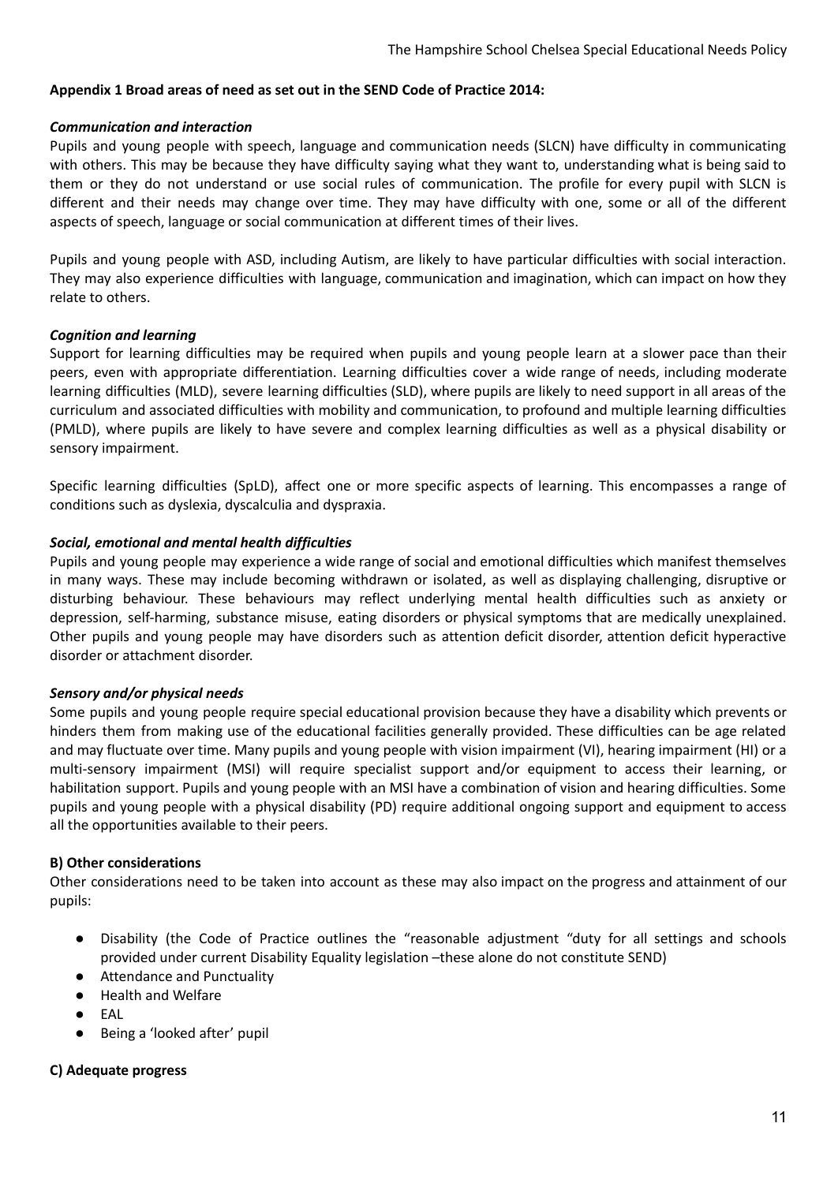**Appendix 1 Broad areas of need as set out in the SEND Code of Practice 2014:**

***Communication and interaction***

Pupils and young people with speech, language and communication needs (SLCN) have difficulty in communicating with others. This may be because they have difficulty saying what they want to, understanding what is being said to them or they do not understand or use social rules of communication. The profile for every pupil with SLCN is different and their needs may change over time. They may have difficulty with one, some or all of the different aspects of speech, language or social communication at different times of their lives.

Pupils and young people with ASD, including Autism, are likely to have particular difficulties with social interaction. They may also experience difficulties with language, communication and imagination, which can impact on how they relate to others.

***Cognition and learning***

Support for learning difficulties may be required when pupils and young people learn at a slower pace than their peers, even with appropriate differentiation. Learning difficulties cover a wide range of needs, including moderate learning difficulties (MLD), severe learning difficulties (SLD), where pupils are likely to need support in all areas of the curriculum and associated difficulties with mobility and communication, to profound and multiple learning difficulties (PMLD), where pupils are likely to have severe and complex learning difficulties as well as a physical disability or sensory impairment.

Specific learning difficulties (SpLD), affect one or more specific aspects of learning. This encompasses a range of conditions such as dyslexia, dyscalculia and dyspraxia.

***Social, emotional and mental health difficulties***

Pupils and young people may experience a wide range of social and emotional difficulties which manifest themselves in many ways. These may include becoming withdrawn or isolated, as well as displaying challenging, disruptive or disturbing behaviour. These behaviours may reflect underlying mental health difficulties such as anxiety or depression, self-harming, substance misuse, eating disorders or physical symptoms that are medically unexplained. Other pupils and young people may have disorders such as attention deficit disorder, attention deficit hyperactive disorder or attachment disorder.

***Sensory and/or physical needs***

Some pupils and young people require special educational provision because they have a disability which prevents or hinders them from making use of the educational facilities generally provided. These difficulties can be age related and may fluctuate over time. Many pupils and young people with vision impairment (VI), hearing impairment (HI) or a multi-sensory impairment (MSI) will require specialist support and/or equipment to access their learning, or habilitation support. Pupils and young people with an MSI have a combination of vision and hearing difficulties. Some pupils and young people with a physical disability (PD) require additional ongoing support and equipment to access all the opportunities available to their peers.

**B) Other considerations**

Other considerations need to be taken into account as these may also impact on the progress and attainment of our pupils:

- Disability (the Code of Practice outlines the "reasonable adjustment "duty for all settings and schools provided under current Disability Equality legislation –these alone do not constitute SEND)
- Attendance and Punctuality
- Health and Welfare
- EAL
- Being a 'looked after' pupil

**C) Adequate progress**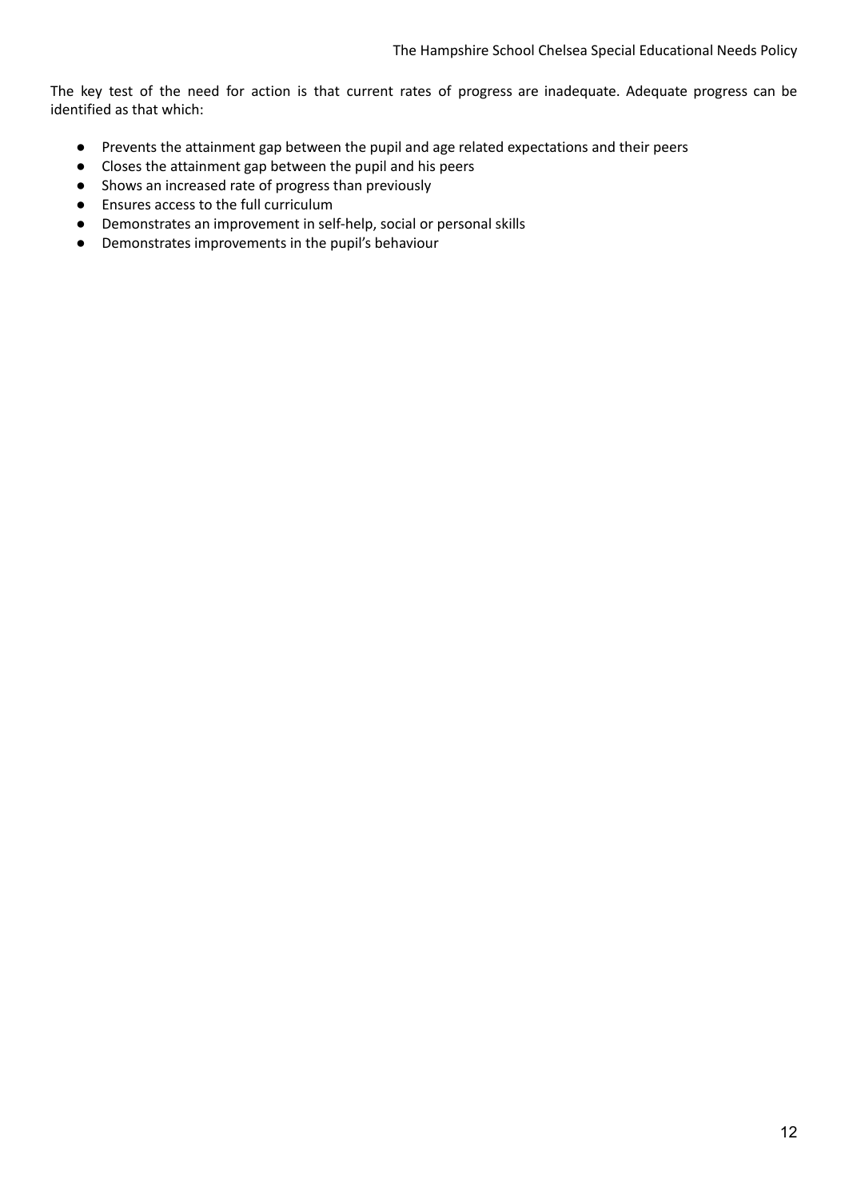The key test of the need for action is that current rates of progress are inadequate. Adequate progress can be identified as that which:

- Prevents the attainment gap between the pupil and age related expectations and their peers
- Closes the attainment gap between the pupil and his peers
- Shows an increased rate of progress than previously
- Ensures access to the full curriculum
- Demonstrates an improvement in self-help, social or personal skills
- Demonstrates improvements in the pupil's behaviour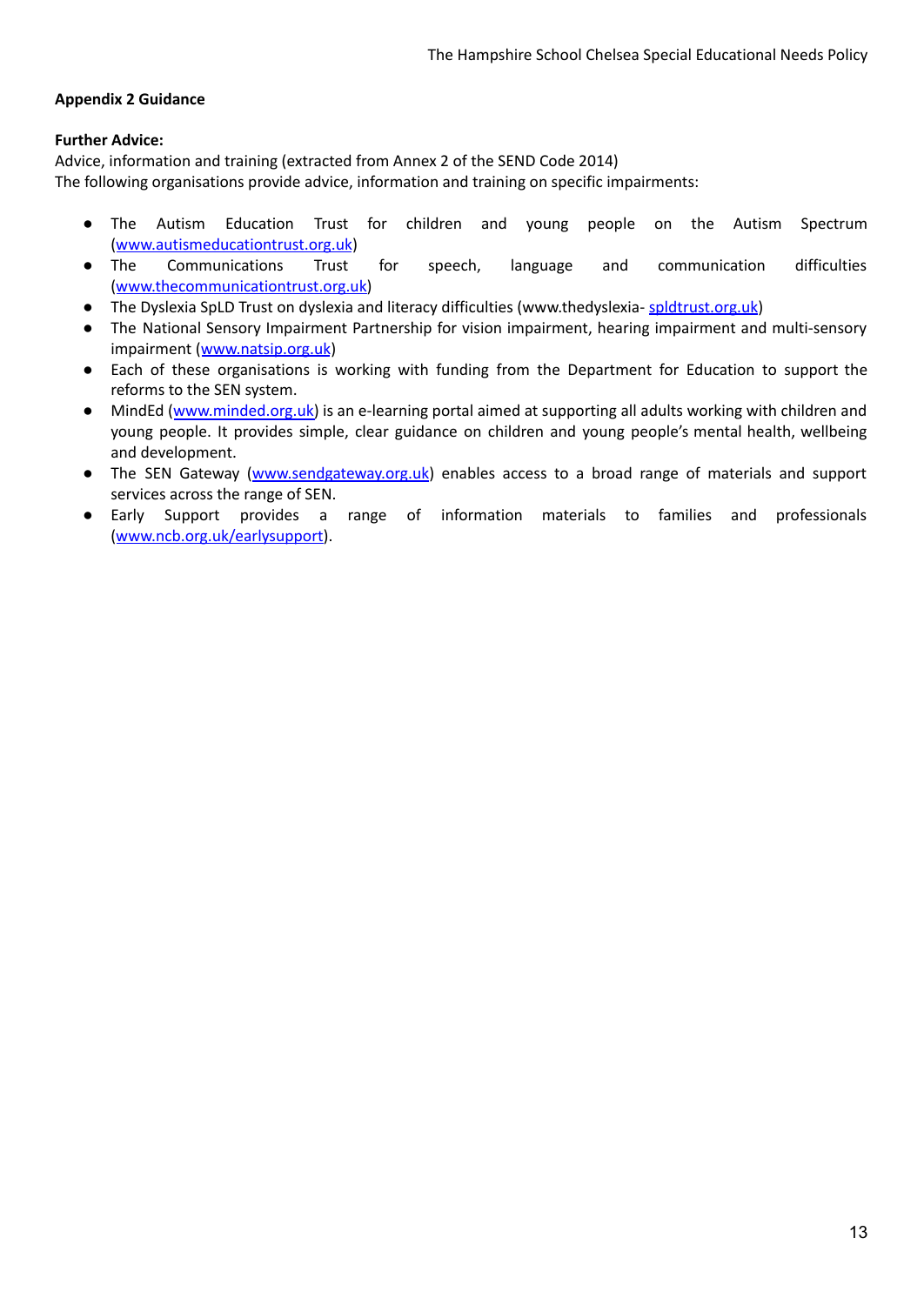**Appendix 2 Guidance**

**Further Advice:**

Advice, information and training (extracted from Annex 2 of the SEND Code 2014)
The following organisations provide advice, information and training on specific impairments:

- The Autism Education Trust for children and young people on the Autism Spectrum (www.autismeducationtrust.org.uk)
- The Communications Trust for speech, language and communication difficulties (www.thecommunicationtrust.org.uk)
- The Dyslexia SpLD Trust on dyslexia and literacy difficulties (www.thedyslexia- spldtrust.org.uk)
- The National Sensory Impairment Partnership for vision impairment, hearing impairment and multi-sensory impairment (www.natsip.org.uk)
- Each of these organisations is working with funding from the Department for Education to support the reforms to the SEN system.
- MindEd (www.minded.org.uk) is an e-learning portal aimed at supporting all adults working with children and young people. It provides simple, clear guidance on children and young people's mental health, wellbeing and development.
- The SEN Gateway (www.sendgateway.org.uk) enables access to a broad range of materials and support services across the range of SEN.
- Early Support provides a range of information materials to families and professionals (www.ncb.org.uk/earlysupport).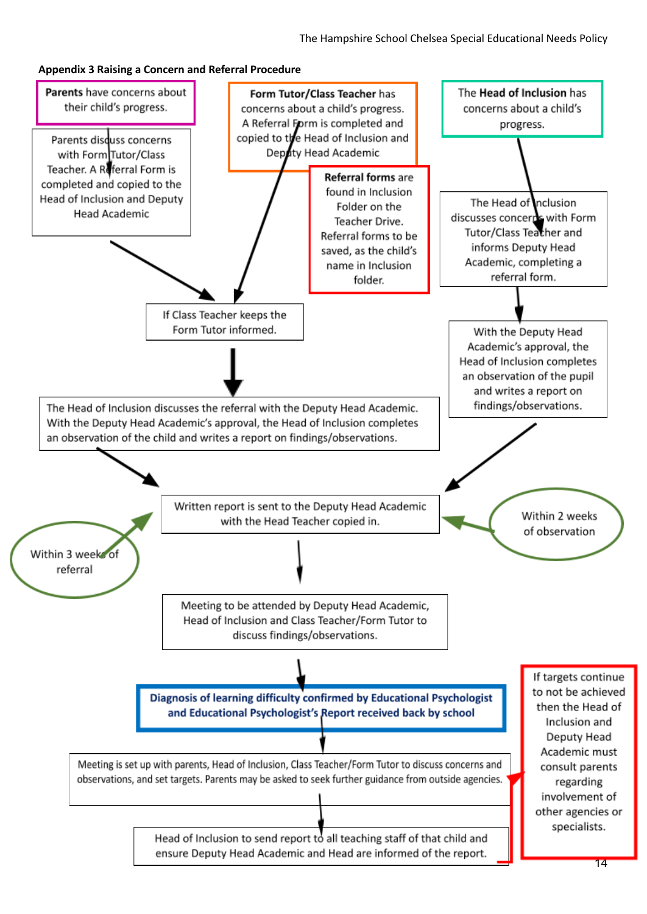**Appendix 3 Raising a Concern and Referral Procedure**

**Parents** have concerns about their child's progress.

Parents discuss concerns with Form Tutor/Class Teacher. A Referral Form is completed and copied to the Head of Inclusion and Deputy Head Academic

**Form Tutor/Class Teacher** has concerns about a child's progress. A Referral Form is completed and copied to the Head of Inclusion and Deputy Head Academic

**Referral forms** are found in Inclusion Folder on the Teacher Drive. Referral forms to be saved, as the child's name in Inclusion folder.

The **Head of Inclusion** has concerns about a child's progress.

The Head of Inclusion discusses concerns with Form Tutor/Class Teacher and informs Deputy Head Academic, completing a referral form.

If Class Teacher keeps the Form Tutor informed.

With the Deputy Head Academic's approval, the Head of Inclusion completes an observation of the pupil and writes a report on findings/observations.

The Head of Inclusion discusses the referral with the Deputy Head Academic. With the Deputy Head Academic's approval, the Head of Inclusion completes an observation of the child and writes a report on findings/observations.

Within 3 weeks of referral

Written report is sent to the Deputy Head Academic with the Head Teacher copied in.

Within 2 weeks of observation

Meeting to be attended by Deputy Head Academic, Head of Inclusion and Class Teacher/Form Tutor to discuss findings/observations.

**Diagnosis of learning difficulty confirmed by Educational Psychologist and Educational Psychologist's Report received back by school**

Meeting is set up with parents, Head of Inclusion, Class Teacher/Form Tutor to discuss concerns and observations, and set targets. Parents may be asked to seek further guidance from outside agencies.

If targets continue to not be achieved then the Head of Inclusion and Deputy Head Academic must consult parents regarding involvement of other agencies or specialists.

Head of Inclusion to send report to all teaching staff of that child and ensure Deputy Head Academic and Head are informed of the report.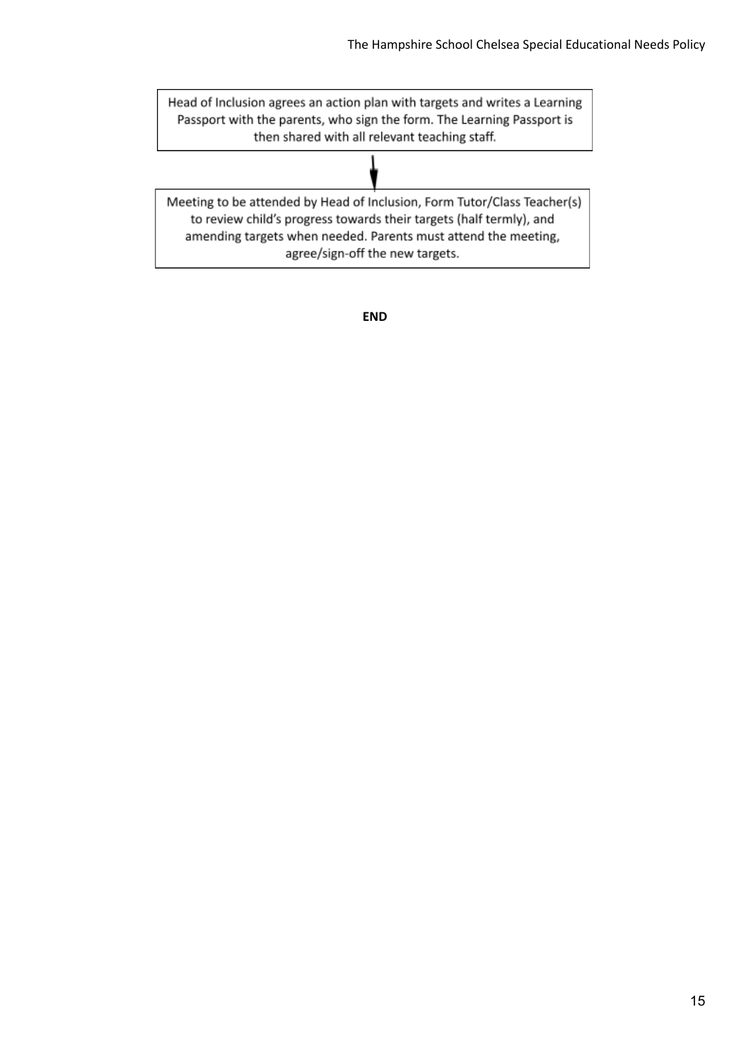Head of Inclusion agrees an action plan with targets and writes a Learning Passport with the parents, who sign the form. The Learning Passport is then shared with all relevant teaching staff.

↓

Meeting to be attended by Head of Inclusion, Form Tutor/Class Teacher(s) to review child's progress towards their targets (half termly), and amending targets when needed. Parents must attend the meeting, agree/sign-off the new targets.

**END**